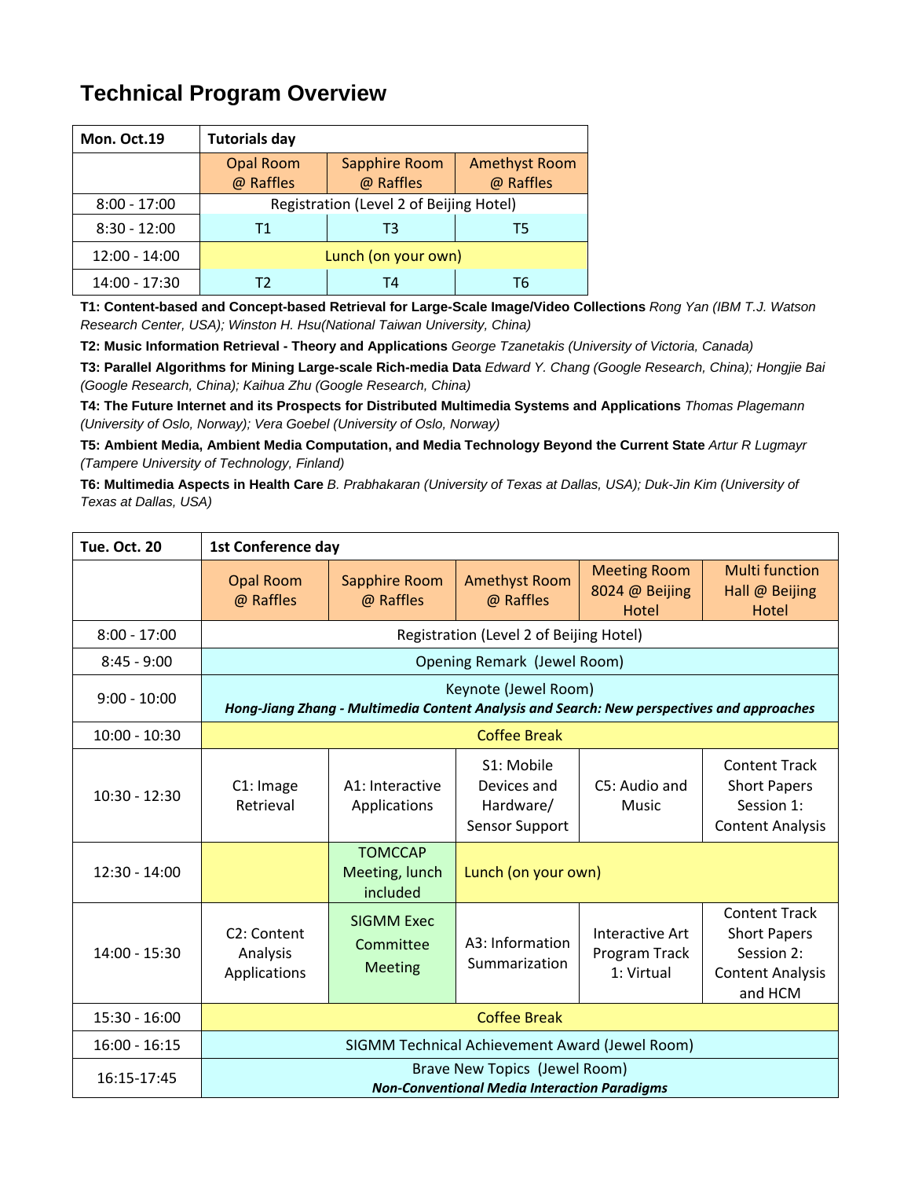# Technical Program Overview

| Mon. Oct.19 | Tutorials day | | |
|---|---|---|---|
| | Opal Room @ Raffles | Sapphire Room @ Raffles | Amethyst Room @ Raffles |
| 8:00 - 17:00 | Registration (Level 2 of Beijing Hotel) | | |
| 8:30 - 12:00 | T1 | T3 | T5 |
| 12:00 - 14:00 | Lunch (on your own) | | |
| 14:00 - 17:30 | T2 | T4 | T6 |

**T1: Content-based and Concept-based Retrieval for Large-Scale Image/Video Collections** *Rong Yan (IBM T.J. Watson Research Center, USA); Winston H. Hsu(National Taiwan University, China)*

**T2: Music Information Retrieval - Theory and Applications** *George Tzanetakis (University of Victoria, Canada)*

**T3: Parallel Algorithms for Mining Large-scale Rich-media Data** *Edward Y. Chang (Google Research, China); Hongjie Bai (Google Research, China); Kaihua Zhu (Google Research, China)*

**T4: The Future Internet and its Prospects for Distributed Multimedia Systems and Applications** *Thomas Plagemann (University of Oslo, Norway); Vera Goebel (University of Oslo, Norway)*

**T5: Ambient Media, Ambient Media Computation, and Media Technology Beyond the Current State** *Artur R Lugmayr (Tampere University of Technology, Finland)*

**T6: Multimedia Aspects in Health Care** *B. Prabhakaran (University of Texas at Dallas, USA); Duk-Jin Kim (University of Texas at Dallas, USA)*

| Tue. Oct. 20 | 1st Conference day | | | | |
|---|---|---|---|---|---|
| | Opal Room @ Raffles | Sapphire Room @ Raffles | Amethyst Room @ Raffles | Meeting Room 8024 @ Beijing Hotel | Multi function Hall @ Beijing Hotel |
| 8:00 - 17:00 | Registration (Level 2 of Beijing Hotel) | | | | |
| 8:45 - 9:00 | Opening Remark (Jewel Room) | | | | |
| 9:00 - 10:00 | Keynote (Jewel Room) ***Hong-Jiang Zhang - Multimedia Content Analysis and Search: New perspectives and approaches*** | | | | |
| 10:00 - 10:30 | Coffee Break | | | | |
| 10:30 - 12:30 | C1: Image Retrieval | A1: Interactive Applications | S1: Mobile Devices and Hardware/ Sensor Support | C5: Audio and Music | Content Track Short Papers Session 1: Content Analysis |
| 12:30 - 14:00 | | TOMCCAP Meeting, lunch included | Lunch (on your own) | | |
| 14:00 - 15:30 | C2: Content Analysis Applications | SIGMM Exec Committee Meeting | A3: Information Summarization | Interactive Art Program Track 1: Virtual | Content Track Short Papers Session 2: Content Analysis and HCM |
| 15:30 - 16:00 | Coffee Break | | | | |
| 16:00 - 16:15 | SIGMM Technical Achievement Award (Jewel Room) | | | | |
| 16:15-17:45 | Brave New Topics (Jewel Room) ***Non-Conventional Media Interaction Paradigms*** | | | | |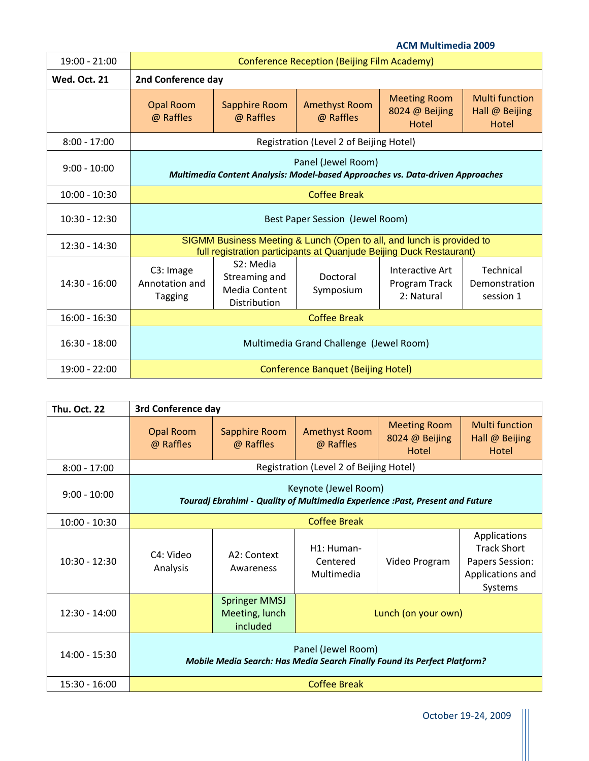| 19:00 - 21:00 | Conference Reception (Beijing Film Academy) | | | | |
|---|---|---|---|---|---|
| **Wed. Oct. 21** | **2nd Conference day** | | | | |
| | Opal Room @ Raffles | Sapphire Room @ Raffles | Amethyst Room @ Raffles | Meeting Room 8024 @ Beijing Hotel | Multi function Hall @ Beijing Hotel |
| 8:00 - 17:00 | Registration (Level 2 of Beijing Hotel) | | | | |
| 9:00 - 10:00 | Panel (Jewel Room) ***Multimedia Content Analysis: Model-based Approaches vs. Data-driven Approaches*** | | | | |
| 10:00 - 10:30 | Coffee Break | | | | |
| 10:30 - 12:30 | Best Paper Session (Jewel Room) | | | | |
| 12:30 - 14:30 | SIGMM Business Meeting & Lunch (Open to all, and lunch is provided to full registration participants at Quanjude Beijing Duck Restaurant) | | | | |
| 14:30 - 16:00 | C3: Image Annotation and Tagging | S2: Media Streaming and Media Content Distribution | Doctoral Symposium | Interactive Art Program Track 2: Natural | Technical Demonstration session 1 |
| 16:00 - 16:30 | Coffee Break | | | | |
| 16:30 - 18:00 | Multimedia Grand Challenge (Jewel Room) | | | | |
| 19:00 - 22:00 | Conference Banquet (Beijing Hotel) | | | | |

| **Thu. Oct. 22** | **3rd Conference day** | | | | |
|---|---|---|---|---|---|
| | Opal Room @ Raffles | Sapphire Room @ Raffles | Amethyst Room @ Raffles | Meeting Room 8024 @ Beijing Hotel | Multi function Hall @ Beijing Hotel |
| 8:00 - 17:00 | Registration (Level 2 of Beijing Hotel) | | | | |
| 9:00 - 10:00 | Keynote (Jewel Room) ***Touradj Ebrahimi - Quality of Multimedia Experience :Past, Present and Future*** | | | | |
| 10:00 - 10:30 | Coffee Break | | | | |
| 10:30 - 12:30 | C4: Video Analysis | A2: Context Awareness | H1: Human-Centered Multimedia | Video Program | Applications Track Short Papers Session: Applications and Systems |
| 12:30 - 14:00 | | Springer MMSJ Meeting, lunch included | Lunch (on your own) | | |
| 14:00 - 15:30 | Panel (Jewel Room) ***Mobile Media Search: Has Media Search Finally Found its Perfect Platform?*** | | | | |
| 15:30 - 16:00 | Coffee Break | | | | |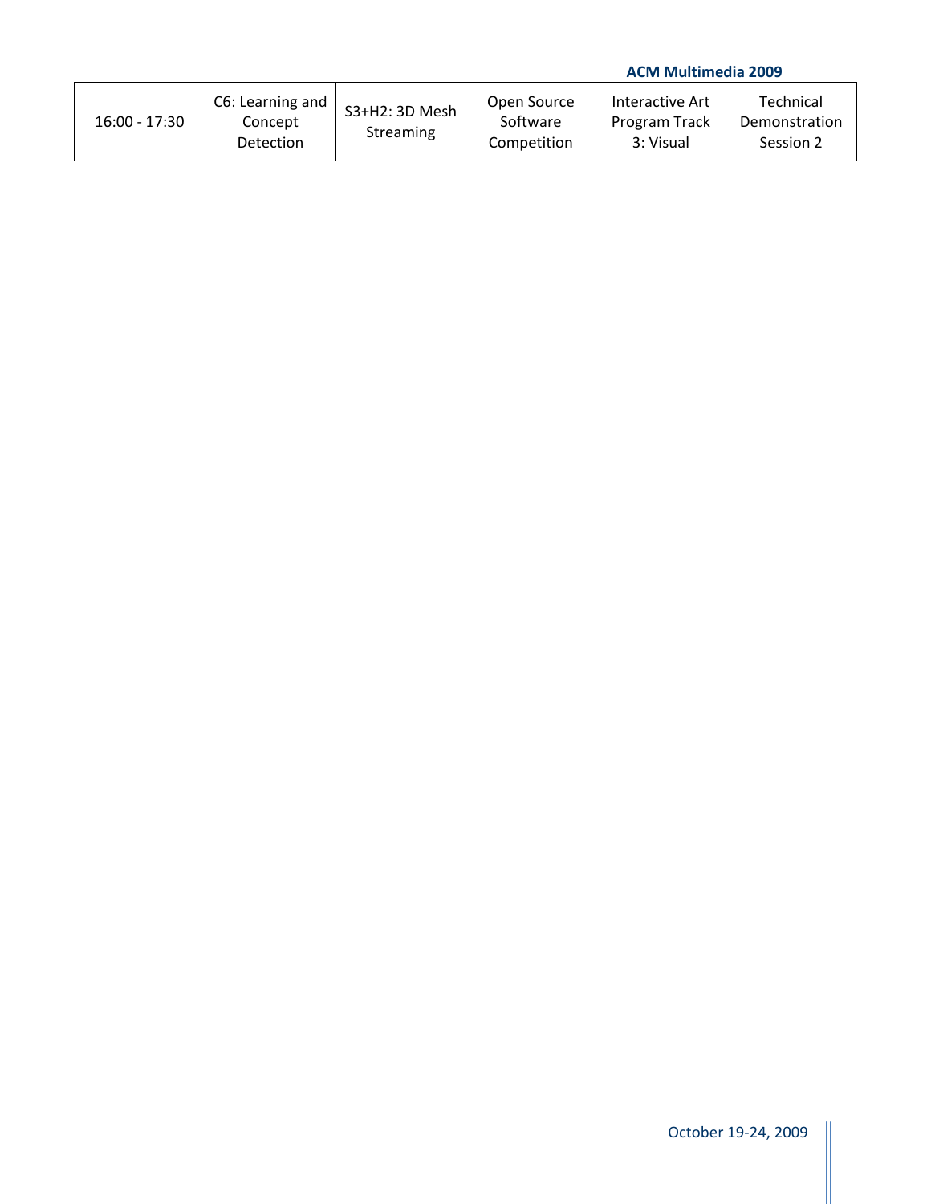| 16:00 - 17:30 | C6: Learning and Concept Detection | S3+H2: 3D Mesh Streaming | Open Source Software Competition | Interactive Art Program Track 3: Visual | Technical Demonstration Session 2 |
|---|---|---|---|---|---|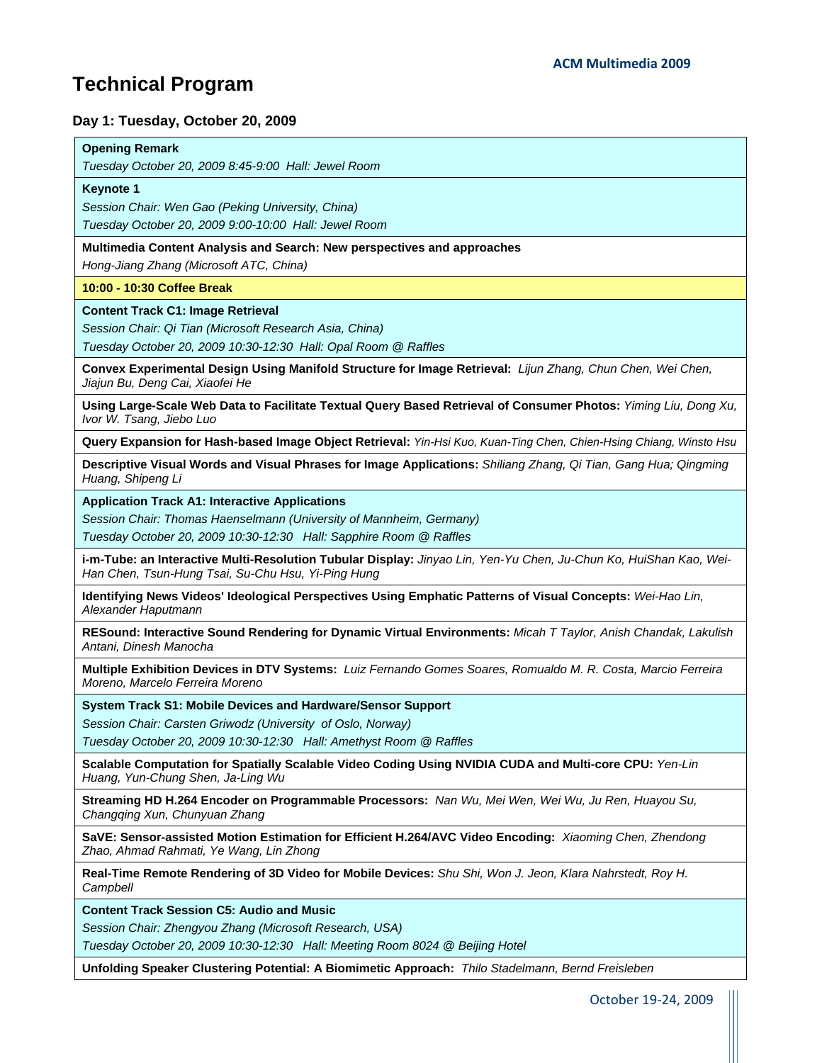# Technical Program

## Day 1: Tuesday, October 20, 2009

**Opening Remark**

*Tuesday October 20, 2009 8:45-9:00 Hall: Jewel Room*

**Keynote 1**

*Session Chair: Wen Gao (Peking University, China)*

*Tuesday October 20, 2009 9:00-10:00 Hall: Jewel Room*

**Multimedia Content Analysis and Search: New perspectives and approaches**

*Hong-Jiang Zhang (Microsoft ATC, China)*

**10:00 - 10:30 Coffee Break**

**Content Track C1: Image Retrieval**

*Session Chair: Qi Tian (Microsoft Research Asia, China)*

*Tuesday October 20, 2009 10:30-12:30 Hall: Opal Room @ Raffles*

**Convex Experimental Design Using Manifold Structure for Image Retrieval:** *Lijun Zhang, Chun Chen, Wei Chen, Jiajun Bu, Deng Cai, Xiaofei He*

**Using Large-Scale Web Data to Facilitate Textual Query Based Retrieval of Consumer Photos:** *Yiming Liu, Dong Xu, Ivor W. Tsang, Jiebo Luo*

**Query Expansion for Hash-based Image Object Retrieval:** *Yin-Hsi Kuo, Kuan-Ting Chen, Chien-Hsing Chiang, Winsto Hsu*

**Descriptive Visual Words and Visual Phrases for Image Applications:** *Shiliang Zhang, Qi Tian, Gang Hua; Qingming Huang, Shipeng Li*

**Application Track A1: Interactive Applications**

*Session Chair: Thomas Haenselmann (University of Mannheim, Germany)*

*Tuesday October 20, 2009 10:30-12:30 Hall: Sapphire Room @ Raffles*

**i-m-Tube: an Interactive Multi-Resolution Tubular Display:** *Jinyao Lin, Yen-Yu Chen, Ju-Chun Ko, HuiShan Kao, Wei-Han Chen, Tsun-Hung Tsai, Su-Chu Hsu, Yi-Ping Hung*

**Identifying News Videos' Ideological Perspectives Using Emphatic Patterns of Visual Concepts:** *Wei-Hao Lin, Alexander Haputmann*

**RESound: Interactive Sound Rendering for Dynamic Virtual Environments:** *Micah T Taylor, Anish Chandak, Lakulish Antani, Dinesh Manocha*

**Multiple Exhibition Devices in DTV Systems:** *Luiz Fernando Gomes Soares, Romualdo M. R. Costa, Marcio Ferreira Moreno, Marcelo Ferreira Moreno*

**System Track S1: Mobile Devices and Hardware/Sensor Support**

*Session Chair: Carsten Griwodz (University of Oslo, Norway)*

*Tuesday October 20, 2009 10:30-12:30 Hall: Amethyst Room @ Raffles*

**Scalable Computation for Spatially Scalable Video Coding Using NVIDIA CUDA and Multi-core CPU:** *Yen-Lin Huang, Yun-Chung Shen, Ja-Ling Wu*

**Streaming HD H.264 Encoder on Programmable Processors:** *Nan Wu, Mei Wen, Wei Wu, Ju Ren, Huayou Su, Changqing Xun, Chunyuan Zhang*

**SaVE: Sensor-assisted Motion Estimation for Efficient H.264/AVC Video Encoding:** *Xiaoming Chen, Zhendong Zhao, Ahmad Rahmati, Ye Wang, Lin Zhong*

**Real-Time Remote Rendering of 3D Video for Mobile Devices:** *Shu Shi, Won J. Jeon, Klara Nahrstedt, Roy H. Campbell*

**Content Track Session C5: Audio and Music**

*Session Chair: Zhengyou Zhang (Microsoft Research, USA)*

*Tuesday October 20, 2009 10:30-12:30 Hall: Meeting Room 8024 @ Beijing Hotel*

**Unfolding Speaker Clustering Potential: A Biomimetic Approach:** *Thilo Stadelmann, Bernd Freisleben*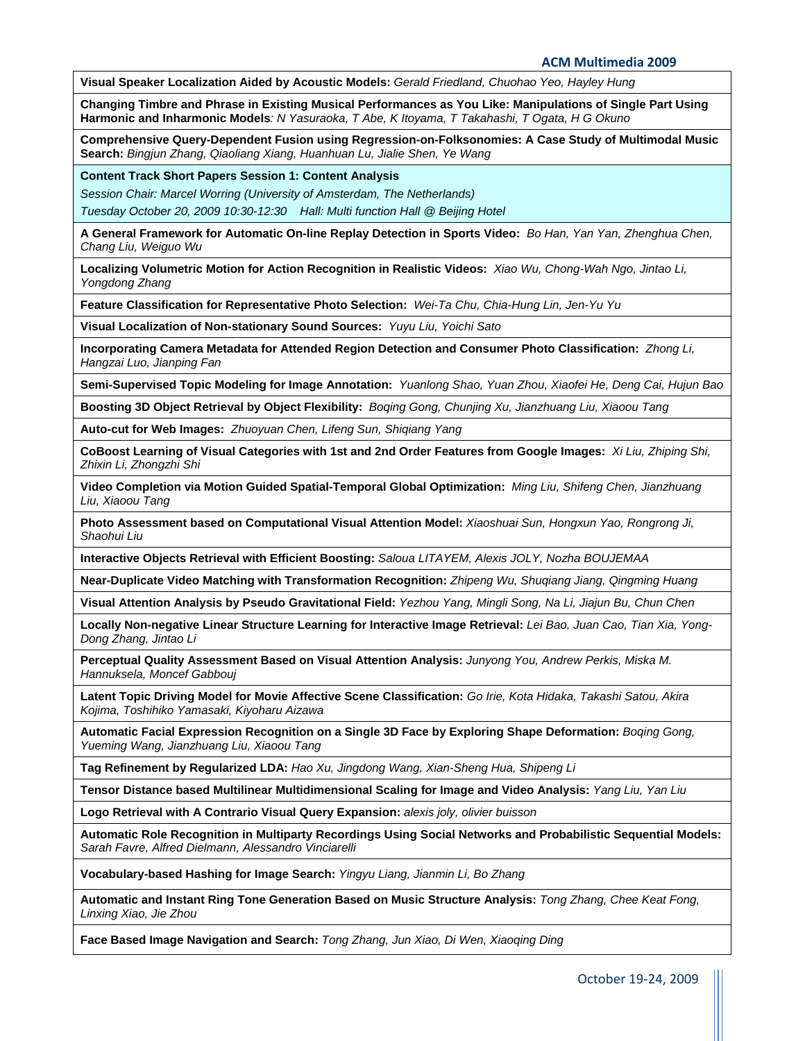**Visual Speaker Localization Aided by Acoustic Models:** *Gerald Friedland, Chuohao Yeo, Hayley Hung*

**Changing Timbre and Phrase in Existing Musical Performances as You Like: Manipulations of Single Part Using Harmonic and Inharmonic Models***: N Yasuraoka, T Abe, K Itoyama, T Takahashi, T Ogata, H G Okuno*

**Comprehensive Query-Dependent Fusion using Regression-on-Folksonomies: A Case Study of Multimodal Music Search:** *Bingjun Zhang, Qiaoliang Xiang, Huanhuan Lu, Jialie Shen, Ye Wang*

## Content Track Short Papers Session 1: Content Analysis

*Session Chair: Marcel Worring (University of Amsterdam, The Netherlands)*

*Tuesday October 20, 2009 10:30-12:30 Hall: Multi function Hall @ Beijing Hotel*

**A General Framework for Automatic On-line Replay Detection in Sports Video:** *Bo Han, Yan Yan, Zhenghua Chen, Chang Liu, Weiguo Wu*

**Localizing Volumetric Motion for Action Recognition in Realistic Videos:** *Xiao Wu, Chong-Wah Ngo, Jintao Li, Yongdong Zhang*

**Feature Classification for Representative Photo Selection:** *Wei-Ta Chu, Chia-Hung Lin, Jen-Yu Yu*

**Visual Localization of Non-stationary Sound Sources:** *Yuyu Liu, Yoichi Sato*

**Incorporating Camera Metadata for Attended Region Detection and Consumer Photo Classification:** *Zhong Li, Hangzai Luo, Jianping Fan*

**Semi-Supervised Topic Modeling for Image Annotation:** *Yuanlong Shao, Yuan Zhou, Xiaofei He, Deng Cai, Hujun Bao*

**Boosting 3D Object Retrieval by Object Flexibility:** *Boqing Gong, Chunjing Xu, Jianzhuang Liu, Xiaoou Tang*

**Auto-cut for Web Images:** *Zhuoyuan Chen, Lifeng Sun, Shiqiang Yang*

**CoBoost Learning of Visual Categories with 1st and 2nd Order Features from Google Images:** *Xi Liu, Zhiping Shi, Zhixin Li, Zhongzhi Shi*

**Video Completion via Motion Guided Spatial-Temporal Global Optimization:** *Ming Liu, Shifeng Chen, Jianzhuang Liu, Xiaoou Tang*

**Photo Assessment based on Computational Visual Attention Model:** *Xiaoshuai Sun, Hongxun Yao, Rongrong Ji, Shaohui Liu*

**Interactive Objects Retrieval with Efficient Boosting:** *Saloua LITAYEM, Alexis JOLY, Nozha BOUJEMAA*

**Near-Duplicate Video Matching with Transformation Recognition:** *Zhipeng Wu, Shuqiang Jiang, Qingming Huang*

**Visual Attention Analysis by Pseudo Gravitational Field:** *Yezhou Yang, Mingli Song, Na Li, Jiajun Bu, Chun Chen*

**Locally Non-negative Linear Structure Learning for Interactive Image Retrieval:** *Lei Bao, Juan Cao, Tian Xia, Yong-Dong Zhang, Jintao Li*

**Perceptual Quality Assessment Based on Visual Attention Analysis:** *Junyong You, Andrew Perkis, Miska M. Hannuksela, Moncef Gabbouj*

**Latent Topic Driving Model for Movie Affective Scene Classification:** *Go Irie, Kota Hidaka, Takashi Satou, Akira Kojima, Toshihiko Yamasaki, Kiyoharu Aizawa*

**Automatic Facial Expression Recognition on a Single 3D Face by Exploring Shape Deformation:** *Boqing Gong, Yueming Wang, Jianzhuang Liu, Xiaoou Tang*

**Tag Refinement by Regularized LDA:** *Hao Xu, Jingdong Wang, Xian-Sheng Hua, Shipeng Li*

**Tensor Distance based Multilinear Multidimensional Scaling for Image and Video Analysis:** *Yang Liu, Yan Liu*

**Logo Retrieval with A Contrario Visual Query Expansion:** *alexis joly, olivier buisson*

**Automatic Role Recognition in Multiparty Recordings Using Social Networks and Probabilistic Sequential Models:** *Sarah Favre, Alfred Dielmann, Alessandro Vinciarelli*

**Vocabulary-based Hashing for Image Search:** *Yingyu Liang, Jianmin Li, Bo Zhang*

**Automatic and Instant Ring Tone Generation Based on Music Structure Analysis:** *Tong Zhang, Chee Keat Fong, Linxing Xiao, Jie Zhou*

**Face Based Image Navigation and Search:** *Tong Zhang, Jun Xiao, Di Wen, Xiaoqing Ding*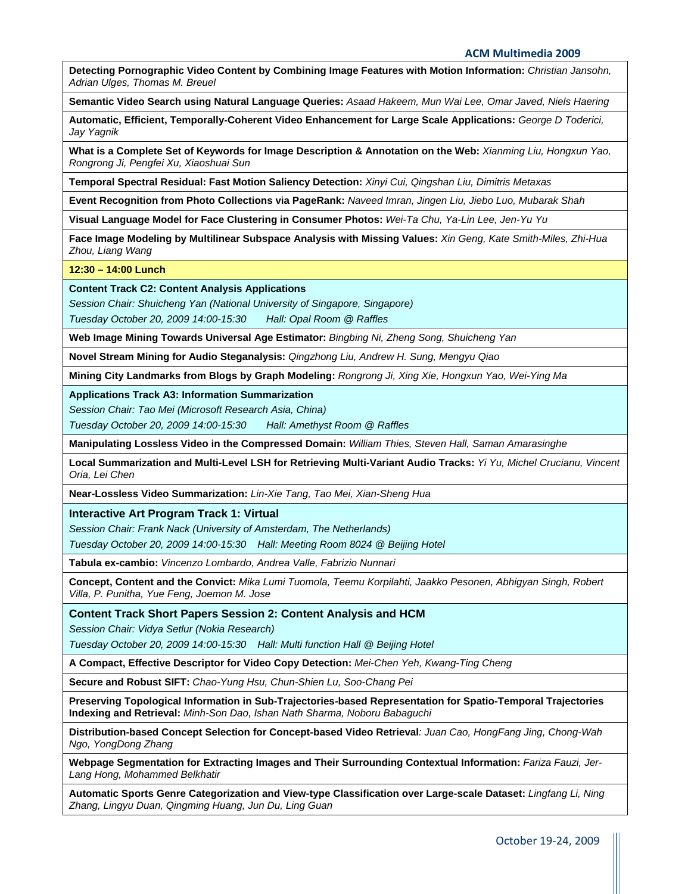**Detecting Pornographic Video Content by Combining Image Features with Motion Information:** *Christian Jansohn, Adrian Ulges, Thomas M. Breuel*

**Semantic Video Search using Natural Language Queries:** *Asaad Hakeem, Mun Wai Lee, Omar Javed, Niels Haering*

**Automatic, Efficient, Temporally-Coherent Video Enhancement for Large Scale Applications:** *George D Toderici, Jay Yagnik*

**What is a Complete Set of Keywords for Image Description & Annotation on the Web:** *Xianming Liu, Hongxun Yao, Rongrong Ji, Pengfei Xu, Xiaoshuai Sun*

**Temporal Spectral Residual: Fast Motion Saliency Detection:** *Xinyi Cui, Qingshan Liu, Dimitris Metaxas*

**Event Recognition from Photo Collections via PageRank:** *Naveed Imran, Jingen Liu, Jiebo Luo, Mubarak Shah*

**Visual Language Model for Face Clustering in Consumer Photos:** *Wei-Ta Chu, Ya-Lin Lee, Jen-Yu Yu*

**Face Image Modeling by Multilinear Subspace Analysis with Missing Values:** *Xin Geng, Kate Smith-Miles, Zhi-Hua Zhou, Liang Wang*

**12:30 – 14:00 Lunch**

### Content Track C2: Content Analysis Applications

*Session Chair: Shuicheng Yan (National University of Singapore, Singapore)*

*Tuesday October 20, 2009 14:00-15:30 Hall: Opal Room @ Raffles*

**Web Image Mining Towards Universal Age Estimator:** *Bingbing Ni, Zheng Song, Shuicheng Yan*

**Novel Stream Mining for Audio Steganalysis:** *Qingzhong Liu, Andrew H. Sung, Mengyu Qiao*

**Mining City Landmarks from Blogs by Graph Modeling:** *Rongrong Ji, Xing Xie, Hongxun Yao, Wei-Ying Ma*

### Applications Track A3: Information Summarization

*Session Chair: Tao Mei (Microsoft Research Asia, China)*

*Tuesday October 20, 2009 14:00-15:30 Hall: Amethyst Room @ Raffles*

**Manipulating Lossless Video in the Compressed Domain:** *William Thies, Steven Hall, Saman Amarasinghe*

**Local Summarization and Multi-Level LSH for Retrieving Multi-Variant Audio Tracks:** *Yi Yu, Michel Crucianu, Vincent Oria, Lei Chen*

**Near-Lossless Video Summarization:** *Lin-Xie Tang, Tao Mei, Xian-Sheng Hua*

### Interactive Art Program Track 1: Virtual

*Session Chair: Frank Nack (University of Amsterdam, The Netherlands)*

*Tuesday October 20, 2009 14:00-15:30 Hall: Meeting Room 8024 @ Beijing Hotel*

**Tabula ex-cambio:** *Vincenzo Lombardo, Andrea Valle, Fabrizio Nunnari*

**Concept, Content and the Convict:** *Mika Lumi Tuomola, Teemu Korpilahti, Jaakko Pesonen, Abhigyan Singh, Robert Villa, P. Punitha, Yue Feng, Joemon M. Jose*

### Content Track Short Papers Session 2: Content Analysis and HCM

*Session Chair: Vidya Setlur (Nokia Research)*

*Tuesday October 20, 2009 14:00-15:30 Hall: Multi function Hall @ Beijing Hotel*

**A Compact, Effective Descriptor for Video Copy Detection:** *Mei-Chen Yeh, Kwang-Ting Cheng*

**Secure and Robust SIFT:** *Chao-Yung Hsu, Chun-Shien Lu, Soo-Chang Pei*

**Preserving Topological Information in Sub-Trajectories-based Representation for Spatio-Temporal Trajectories Indexing and Retrieval:** *Minh-Son Dao, Ishan Nath Sharma, Noboru Babaguchi*

**Distribution-based Concept Selection for Concept-based Video Retrieval***: Juan Cao, HongFang Jing, Chong-Wah Ngo, YongDong Zhang*

**Webpage Segmentation for Extracting Images and Their Surrounding Contextual Information:** *Fariza Fauzi, Jer-Lang Hong, Mohammed Belkhatir*

**Automatic Sports Genre Categorization and View-type Classification over Large-scale Dataset:** *Lingfang Li, Ning Zhang, Lingyu Duan, Qingming Huang, Jun Du, Ling Guan*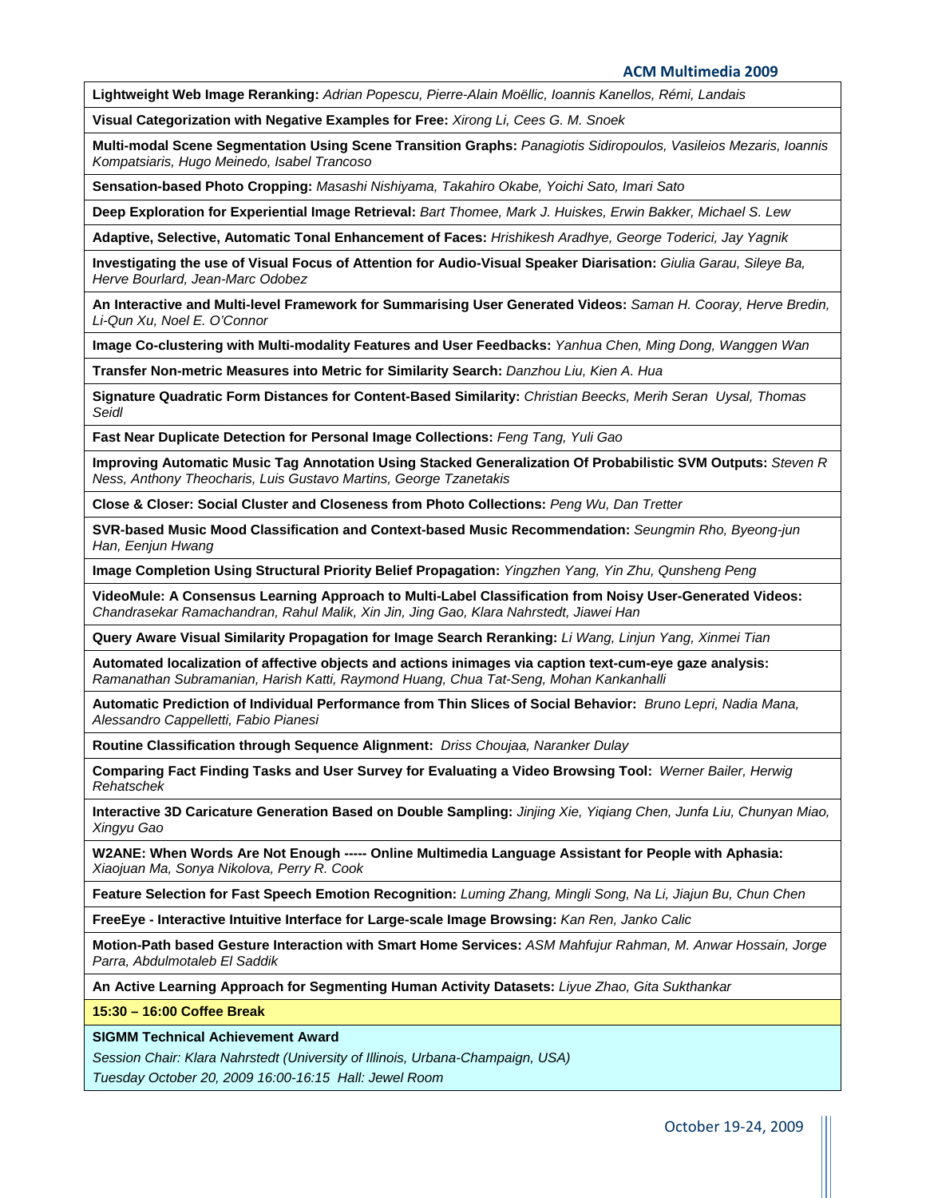**Lightweight Web Image Reranking:** *Adrian Popescu, Pierre-Alain Moëllic, Ioannis Kanellos, Rémi, Landais*

**Visual Categorization with Negative Examples for Free:** *Xirong Li, Cees G. M. Snoek*

**Multi-modal Scene Segmentation Using Scene Transition Graphs:** *Panagiotis Sidiropoulos, Vasileios Mezaris, Ioannis Kompatsiaris, Hugo Meinedo, Isabel Trancoso*

**Sensation-based Photo Cropping:** *Masashi Nishiyama, Takahiro Okabe, Yoichi Sato, Imari Sato*

**Deep Exploration for Experiential Image Retrieval:** *Bart Thomee, Mark J. Huiskes, Erwin Bakker, Michael S. Lew*

**Adaptive, Selective, Automatic Tonal Enhancement of Faces:** *Hrishikesh Aradhye, George Toderici, Jay Yagnik*

**Investigating the use of Visual Focus of Attention for Audio-Visual Speaker Diarisation:** *Giulia Garau, Sileye Ba, Herve Bourlard, Jean-Marc Odobez*

**An Interactive and Multi-level Framework for Summarising User Generated Videos:** *Saman H. Cooray, Herve Bredin, Li-Qun Xu, Noel E. O'Connor*

**Image Co-clustering with Multi-modality Features and User Feedbacks:** *Yanhua Chen, Ming Dong, Wanggen Wan*

**Transfer Non-metric Measures into Metric for Similarity Search:** *Danzhou Liu, Kien A. Hua*

**Signature Quadratic Form Distances for Content-Based Similarity:** *Christian Beecks, Merih Seran Uysal, Thomas Seidl*

**Fast Near Duplicate Detection for Personal Image Collections:** *Feng Tang, Yuli Gao*

**Improving Automatic Music Tag Annotation Using Stacked Generalization Of Probabilistic SVM Outputs:** *Steven R Ness, Anthony Theocharis, Luis Gustavo Martins, George Tzanetakis*

**Close & Closer: Social Cluster and Closeness from Photo Collections:** *Peng Wu, Dan Tretter*

**SVR-based Music Mood Classification and Context-based Music Recommendation:** *Seungmin Rho, Byeong-jun Han, Eenjun Hwang*

**Image Completion Using Structural Priority Belief Propagation:** *Yingzhen Yang, Yin Zhu, Qunsheng Peng*

**VideoMule: A Consensus Learning Approach to Multi-Label Classification from Noisy User-Generated Videos:** *Chandrasekar Ramachandran, Rahul Malik, Xin Jin, Jing Gao, Klara Nahrstedt, Jiawei Han*

**Query Aware Visual Similarity Propagation for Image Search Reranking:** *Li Wang, Linjun Yang, Xinmei Tian*

**Automated localization of affective objects and actions inimages via caption text-cum-eye gaze analysis:** *Ramanathan Subramanian, Harish Katti, Raymond Huang, Chua Tat-Seng, Mohan Kankanhalli*

**Automatic Prediction of Individual Performance from Thin Slices of Social Behavior:** *Bruno Lepri, Nadia Mana, Alessandro Cappelletti, Fabio Pianesi*

**Routine Classification through Sequence Alignment:** *Driss Choujaa, Naranker Dulay*

**Comparing Fact Finding Tasks and User Survey for Evaluating a Video Browsing Tool:** *Werner Bailer, Herwig Rehatschek*

**Interactive 3D Caricature Generation Based on Double Sampling:** *Jinjing Xie, Yiqiang Chen, Junfa Liu, Chunyan Miao, Xingyu Gao*

**W2ANE: When Words Are Not Enough ----- Online Multimedia Language Assistant for People with Aphasia:** *Xiaojuan Ma, Sonya Nikolova, Perry R. Cook*

**Feature Selection for Fast Speech Emotion Recognition:** *Luming Zhang, Mingli Song, Na Li, Jiajun Bu, Chun Chen*

**FreeEye - Interactive Intuitive Interface for Large-scale Image Browsing:** *Kan Ren, Janko Calic*

**Motion-Path based Gesture Interaction with Smart Home Services:** *ASM Mahfujur Rahman, M. Anwar Hossain, Jorge Parra, Abdulmotaleb El Saddik*

**An Active Learning Approach for Segmenting Human Activity Datasets:** *Liyue Zhao, Gita Sukthankar*

**15:30 – 16:00 Coffee Break**

**SIGMM Technical Achievement Award**

*Session Chair: Klara Nahrstedt (University of Illinois, Urbana-Champaign, USA)*

*Tuesday October 20, 2009 16:00-16:15 Hall: Jewel Room*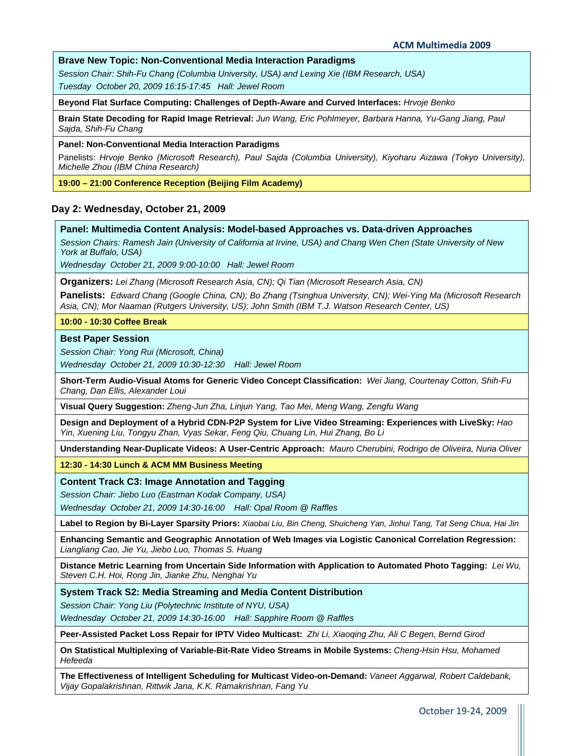### Brave New Topic: Non-Conventional Media Interaction Paradigms

*Session Chair: Shih-Fu Chang (Columbia University, USA) and Lexing Xie (IBM Research, USA)*

*Tuesday October 20, 2009 16:15-17:45 Hall: Jewel Room*

**Beyond Flat Surface Computing: Challenges of Depth-Aware and Curved Interfaces:** *Hrvoje Benko*

**Brain State Decoding for Rapid Image Retrieval:** *Jun Wang, Eric Pohlmeyer, Barbara Hanna, Yu-Gang Jiang, Paul Sajda, Shih-Fu Chang*

**Panel: Non-Conventional Media Interaction Paradigms**

Panelists: *Hrvoje Benko (Microsoft Research), Paul Sajda (Columbia University), Kiyoharu Aizawa (Tokyo University), Michelle Zhou (IBM China Research)*

**19:00 – 21:00 Conference Reception (Beijing Film Academy)**

## Day 2: Wednesday, October 21, 2009

### Panel: Multimedia Content Analysis: Model-based Approaches vs. Data-driven Approaches

*Session Chairs: Ramesh Jain (University of California at Irvine, USA) and Chang Wen Chen (State University of New York at Buffalo, USA)*

*Wednesday October 21, 2009 9:00-10:00 Hall: Jewel Room*

**Organizers:** *Lei Zhang (Microsoft Research Asia, CN); Qi Tian (Microsoft Research Asia, CN)*

**Panelists:** *Edward Chang (Google China, CN); Bo Zhang (Tsinghua University, CN); Wei-Ying Ma (Microsoft Research Asia, CN); Mor Naaman (Rutgers University, US); John Smith (IBM T.J. Watson Research Center, US)*

**10:00 - 10:30 Coffee Break**

### Best Paper Session

*Session Chair: Yong Rui (Microsoft, China)*

*Wednesday October 21, 2009 10:30-12:30 Hall: Jewel Room*

**Short-Term Audio-Visual Atoms for Generic Video Concept Classification:** *Wei Jiang, Courtenay Cotton, Shih-Fu Chang, Dan Ellis, Alexander Loui*

**Visual Query Suggestion:** *Zheng-Jun Zha, Linjun Yang, Tao Mei, Meng Wang, Zengfu Wang*

**Design and Deployment of a Hybrid CDN-P2P System for Live Video Streaming: Experiences with LiveSky:** *Hao Yin, Xuening Liu, Tongyu Zhan, Vyas Sekar, Feng Qiu, Chuang Lin, Hui Zhang, Bo Li*

**Understanding Near-Duplicate Videos: A User-Centric Approach:** *Mauro Cherubini, Rodrigo de Oliveira, Nuria Oliver*

**12:30 - 14:30 Lunch & ACM MM Business Meeting**

### Content Track C3: Image Annotation and Tagging

*Session Chair: Jiebo Luo (Eastman Kodak Company, USA)*

*Wednesday October 21, 2009 14:30-16:00 Hall: Opal Room @ Raffles*

**Label to Region by Bi-Layer Sparsity Priors:** *Xiaobai Liu, Bin Cheng, Shuicheng Yan, Jinhui Tang, Tat Seng Chua, Hai Jin*

**Enhancing Semantic and Geographic Annotation of Web Images via Logistic Canonical Correlation Regression:** *Liangliang Cao, Jie Yu, Jiebo Luo, Thomas S. Huang*

**Distance Metric Learning from Uncertain Side Information with Application to Automated Photo Tagging:** *Lei Wu, Steven C.H. Hoi, Rong Jin, Jianke Zhu, Nenghai Yu*

### System Track S2: Media Streaming and Media Content Distribution

*Session Chair: Yong Liu (Polytechnic Institute of NYU, USA)*

*Wednesday October 21, 2009 14:30-16:00 Hall: Sapphire Room @ Raffles*

**Peer-Assisted Packet Loss Repair for IPTV Video Multicast:** *Zhi Li, Xiaoqing Zhu, Ali C Begen, Bernd Girod*

**On Statistical Multiplexing of Variable-Bit-Rate Video Streams in Mobile Systems:** *Cheng-Hsin Hsu, Mohamed Hefeeda*

**The Effectiveness of Intelligent Scheduling for Multicast Video-on-Demand:** *Vaneet Aggarwal, Robert Caldebank, Vijay Gopalakrishnan, Rittwik Jana, K.K. Ramakrishnan, Fang Yu*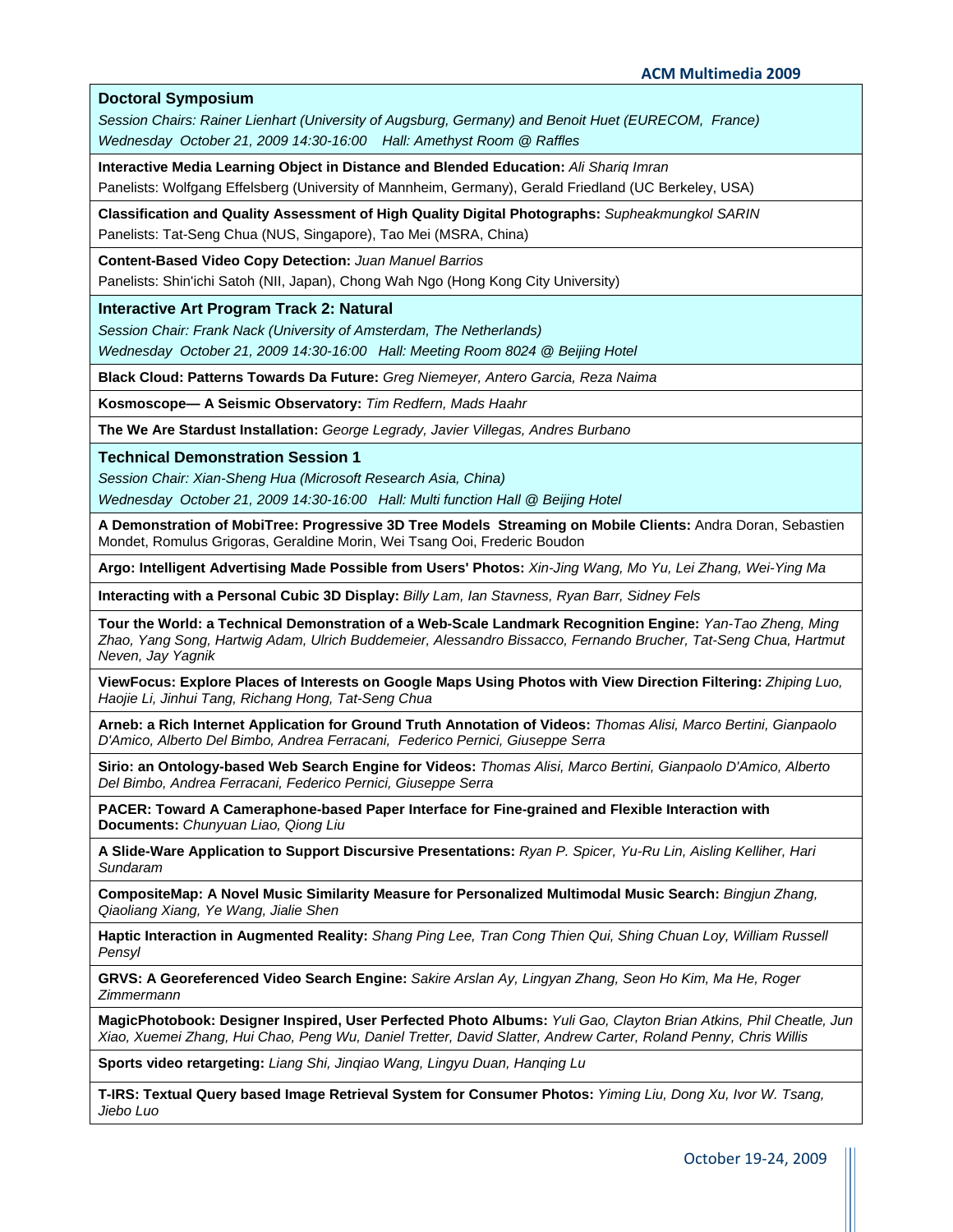### Doctoral Symposium

*Session Chairs: Rainer Lienhart (University of Augsburg, Germany) and Benoit Huet (EURECOM, France)*
*Wednesday October 21, 2009 14:30-16:00 Hall: Amethyst Room @ Raffles*

**Interactive Media Learning Object in Distance and Blended Education:** *Ali Shariq Imran*
Panelists: Wolfgang Effelsberg (University of Mannheim, Germany), Gerald Friedland (UC Berkeley, USA)

**Classification and Quality Assessment of High Quality Digital Photographs:** *Supheakmungkol SARIN*
Panelists: Tat-Seng Chua (NUS, Singapore), Tao Mei (MSRA, China)

**Content-Based Video Copy Detection:** *Juan Manuel Barrios*
Panelists: Shin'ichi Satoh (NII, Japan), Chong Wah Ngo (Hong Kong City University)

### Interactive Art Program Track 2: Natural

*Session Chair: Frank Nack (University of Amsterdam, The Netherlands)*
*Wednesday October 21, 2009 14:30-16:00 Hall: Meeting Room 8024 @ Beijing Hotel*

**Black Cloud: Patterns Towards Da Future:** *Greg Niemeyer, Antero Garcia, Reza Naima*

**Kosmoscope— A Seismic Observatory:** *Tim Redfern, Mads Haahr*

**The We Are Stardust Installation:** *George Legrady, Javier Villegas, Andres Burbano*

### Technical Demonstration Session 1

*Session Chair: Xian-Sheng Hua (Microsoft Research Asia, China)*
*Wednesday October 21, 2009 14:30-16:00 Hall: Multi function Hall @ Beijing Hotel*

**A Demonstration of MobiTree: Progressive 3D Tree Models Streaming on Mobile Clients:** Andra Doran, Sebastien Mondet, Romulus Grigoras, Geraldine Morin, Wei Tsang Ooi, Frederic Boudon

**Argo: Intelligent Advertising Made Possible from Users' Photos:** *Xin-Jing Wang, Mo Yu, Lei Zhang, Wei-Ying Ma*

**Interacting with a Personal Cubic 3D Display:** *Billy Lam, Ian Stavness, Ryan Barr, Sidney Fels*

**Tour the World: a Technical Demonstration of a Web-Scale Landmark Recognition Engine:** *Yan-Tao Zheng, Ming Zhao, Yang Song, Hartwig Adam, Ulrich Buddemeier, Alessandro Bissacco, Fernando Brucher, Tat-Seng Chua, Hartmut Neven, Jay Yagnik*

**ViewFocus: Explore Places of Interests on Google Maps Using Photos with View Direction Filtering:** *Zhiping Luo, Haojie Li, Jinhui Tang, Richang Hong, Tat-Seng Chua*

**Arneb: a Rich Internet Application for Ground Truth Annotation of Videos:** *Thomas Alisi, Marco Bertini, Gianpaolo D'Amico, Alberto Del Bimbo, Andrea Ferracani, Federico Pernici, Giuseppe Serra*

**Sirio: an Ontology-based Web Search Engine for Videos:** *Thomas Alisi, Marco Bertini, Gianpaolo D'Amico, Alberto Del Bimbo, Andrea Ferracani, Federico Pernici, Giuseppe Serra*

**PACER: Toward A Cameraphone-based Paper Interface for Fine-grained and Flexible Interaction with Documents:** *Chunyuan Liao, Qiong Liu*

**A Slide-Ware Application to Support Discursive Presentations:** *Ryan P. Spicer, Yu-Ru Lin, Aisling Kelliher, Hari Sundaram*

**CompositeMap: A Novel Music Similarity Measure for Personalized Multimodal Music Search:** *Bingjun Zhang, Qiaoliang Xiang, Ye Wang, Jialie Shen*

**Haptic Interaction in Augmented Reality:** *Shang Ping Lee, Tran Cong Thien Qui, Shing Chuan Loy, William Russell Pensyl*

**GRVS: A Georeferenced Video Search Engine:** *Sakire Arslan Ay, Lingyan Zhang, Seon Ho Kim, Ma He, Roger Zimmermann*

**MagicPhotobook: Designer Inspired, User Perfected Photo Albums:** *Yuli Gao, Clayton Brian Atkins, Phil Cheatle, Jun Xiao, Xuemei Zhang, Hui Chao, Peng Wu, Daniel Tretter, David Slatter, Andrew Carter, Roland Penny, Chris Willis*

**Sports video retargeting:** *Liang Shi, Jinqiao Wang, Lingyu Duan, Hanqing Lu*

**T-IRS: Textual Query based Image Retrieval System for Consumer Photos:** *Yiming Liu, Dong Xu, Ivor W. Tsang, Jiebo Luo*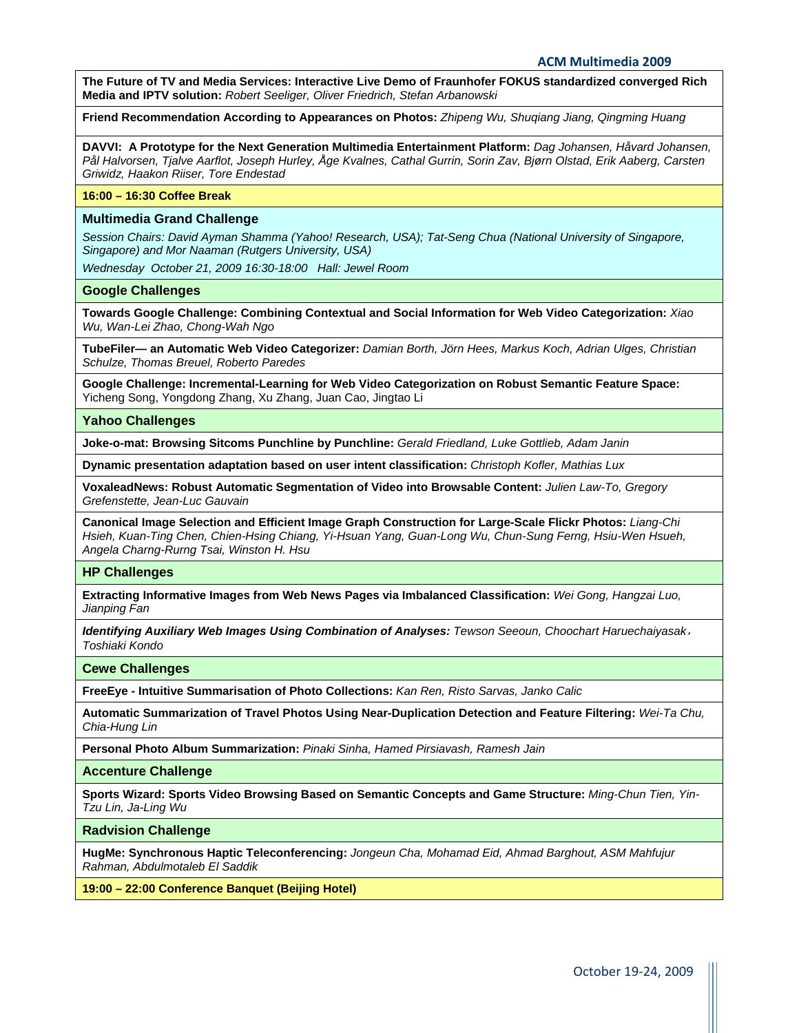**The Future of TV and Media Services: Interactive Live Demo of Fraunhofer FOKUS standardized converged Rich Media and IPTV solution:** *Robert Seeliger, Oliver Friedrich, Stefan Arbanowski*

**Friend Recommendation According to Appearances on Photos:** *Zhipeng Wu, Shuqiang Jiang, Qingming Huang*

**DAVVI: A Prototype for the Next Generation Multimedia Entertainment Platform:** *Dag Johansen, Håvard Johansen, Pål Halvorsen, Tjalve Aarflot, Joseph Hurley, Åge Kvalnes, Cathal Gurrin, Sorin Zav, Bjørn Olstad, Erik Aaberg, Carsten Griwidz, Haakon Riiser, Tore Endestad*

**16:00 – 16:30 Coffee Break**

## Multimedia Grand Challenge

*Session Chairs: David Ayman Shamma (Yahoo! Research, USA); Tat-Seng Chua (National University of Singapore, Singapore) and Mor Naaman (Rutgers University, USA)*

*Wednesday October 21, 2009 16:30-18:00 Hall: Jewel Room*

### Google Challenges

**Towards Google Challenge: Combining Contextual and Social Information for Web Video Categorization:** *Xiao Wu, Wan-Lei Zhao, Chong-Wah Ngo*

**TubeFiler— an Automatic Web Video Categorizer:** *Damian Borth, Jörn Hees, Markus Koch, Adrian Ulges, Christian Schulze, Thomas Breuel, Roberto Paredes*

**Google Challenge: Incremental-Learning for Web Video Categorization on Robust Semantic Feature Space:** Yicheng Song, Yongdong Zhang, Xu Zhang, Juan Cao, Jingtao Li

### Yahoo Challenges

**Joke-o-mat: Browsing Sitcoms Punchline by Punchline:** *Gerald Friedland, Luke Gottlieb, Adam Janin*

**Dynamic presentation adaptation based on user intent classification:** *Christoph Kofler, Mathias Lux*

**VoxaleadNews: Robust Automatic Segmentation of Video into Browsable Content:** *Julien Law-To, Gregory Grefenstette, Jean-Luc Gauvain*

**Canonical Image Selection and Efficient Image Graph Construction for Large-Scale Flickr Photos:** *Liang-Chi Hsieh, Kuan-Ting Chen, Chien-Hsing Chiang, Yi-Hsuan Yang, Guan-Long Wu, Chun-Sung Ferng, Hsiu-Wen Hsueh, Angela Charng-Rurng Tsai, Winston H. Hsu*

### HP Challenges

**Extracting Informative Images from Web News Pages via Imbalanced Classification:** *Wei Gong, Hangzai Luo, Jianping Fan*

***Identifying Auxiliary Web Images Using Combination of Analyses:*** *Tewson Seeoun, Choochart Haruechaiyasak, Toshiaki Kondo*

### Cewe Challenges

**FreeEye - Intuitive Summarisation of Photo Collections:** *Kan Ren, Risto Sarvas, Janko Calic*

**Automatic Summarization of Travel Photos Using Near-Duplication Detection and Feature Filtering:** *Wei-Ta Chu, Chia-Hung Lin*

**Personal Photo Album Summarization:** *Pinaki Sinha, Hamed Pirsiavash, Ramesh Jain*

### Accenture Challenge

**Sports Wizard: Sports Video Browsing Based on Semantic Concepts and Game Structure:** *Ming-Chun Tien, Yin-Tzu Lin, Ja-Ling Wu*

### Radvision Challenge

**HugMe: Synchronous Haptic Teleconferencing:** *Jongeun Cha, Mohamad Eid, Ahmad Barghout, ASM Mahfujur Rahman, Abdulmotaleb El Saddik*

**19:00 – 22:00 Conference Banquet (Beijing Hotel)**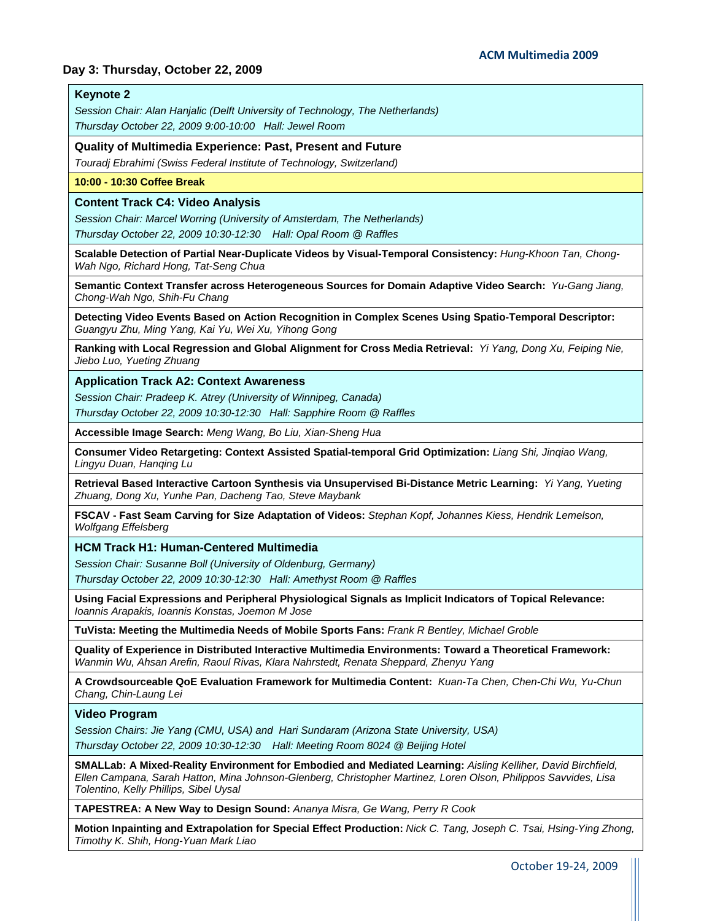## Day 3: Thursday, October 22, 2009

### Keynote 2

*Session Chair: Alan Hanjalic (Delft University of Technology, The Netherlands)*

*Thursday October 22, 2009 9:00-10:00 Hall: Jewel Room*

**Quality of Multimedia Experience: Past, Present and Future**

*Touradj Ebrahimi (Swiss Federal Institute of Technology, Switzerland)*

**10:00 - 10:30 Coffee Break**

### Content Track C4: Video Analysis

*Session Chair: Marcel Worring (University of Amsterdam, The Netherlands)*

*Thursday October 22, 2009 10:30-12:30 Hall: Opal Room @ Raffles*

**Scalable Detection of Partial Near-Duplicate Videos by Visual-Temporal Consistency:** *Hung-Khoon Tan, Chong-Wah Ngo, Richard Hong, Tat-Seng Chua*

**Semantic Context Transfer across Heterogeneous Sources for Domain Adaptive Video Search:** *Yu-Gang Jiang, Chong-Wah Ngo, Shih-Fu Chang*

**Detecting Video Events Based on Action Recognition in Complex Scenes Using Spatio-Temporal Descriptor:** *Guangyu Zhu, Ming Yang, Kai Yu, Wei Xu, Yihong Gong*

**Ranking with Local Regression and Global Alignment for Cross Media Retrieval:** *Yi Yang, Dong Xu, Feiping Nie, Jiebo Luo, Yueting Zhuang*

### Application Track A2: Context Awareness

*Session Chair: Pradeep K. Atrey (University of Winnipeg, Canada)*

*Thursday October 22, 2009 10:30-12:30 Hall: Sapphire Room @ Raffles*

**Accessible Image Search:** *Meng Wang, Bo Liu, Xian-Sheng Hua*

**Consumer Video Retargeting: Context Assisted Spatial-temporal Grid Optimization:** *Liang Shi, Jinqiao Wang, Lingyu Duan, Hanqing Lu*

**Retrieval Based Interactive Cartoon Synthesis via Unsupervised Bi-Distance Metric Learning:** *Yi Yang, Yueting Zhuang, Dong Xu, Yunhe Pan, Dacheng Tao, Steve Maybank*

**FSCAV - Fast Seam Carving for Size Adaptation of Videos:** *Stephan Kopf, Johannes Kiess, Hendrik Lemelson, Wolfgang Effelsberg*

### HCM Track H1: Human-Centered Multimedia

*Session Chair: Susanne Boll (University of Oldenburg, Germany)*

*Thursday October 22, 2009 10:30-12:30 Hall: Amethyst Room @ Raffles*

**Using Facial Expressions and Peripheral Physiological Signals as Implicit Indicators of Topical Relevance:** *Ioannis Arapakis, Ioannis Konstas, Joemon M Jose*

**TuVista: Meeting the Multimedia Needs of Mobile Sports Fans:** *Frank R Bentley, Michael Groble*

**Quality of Experience in Distributed Interactive Multimedia Environments: Toward a Theoretical Framework:** *Wanmin Wu, Ahsan Arefin, Raoul Rivas, Klara Nahrstedt, Renata Sheppard, Zhenyu Yang*

**A Crowdsourceable QoE Evaluation Framework for Multimedia Content:** *Kuan-Ta Chen, Chen-Chi Wu, Yu-Chun Chang, Chin-Laung Lei*

### Video Program

*Session Chairs: Jie Yang (CMU, USA) and Hari Sundaram (Arizona State University, USA)*

*Thursday October 22, 2009 10:30-12:30 Hall: Meeting Room 8024 @ Beijing Hotel*

**SMALLab: A Mixed-Reality Environment for Embodied and Mediated Learning:** *Aisling Kelliher, David Birchfield, Ellen Campana, Sarah Hatton, Mina Johnson-Glenberg, Christopher Martinez, Loren Olson, Philippos Savvides, Lisa Tolentino, Kelly Phillips, Sibel Uysal*

**TAPESTREA: A New Way to Design Sound:** *Ananya Misra, Ge Wang, Perry R Cook*

**Motion Inpainting and Extrapolation for Special Effect Production:** *Nick C. Tang, Joseph C. Tsai, Hsing-Ying Zhong, Timothy K. Shih, Hong-Yuan Mark Liao*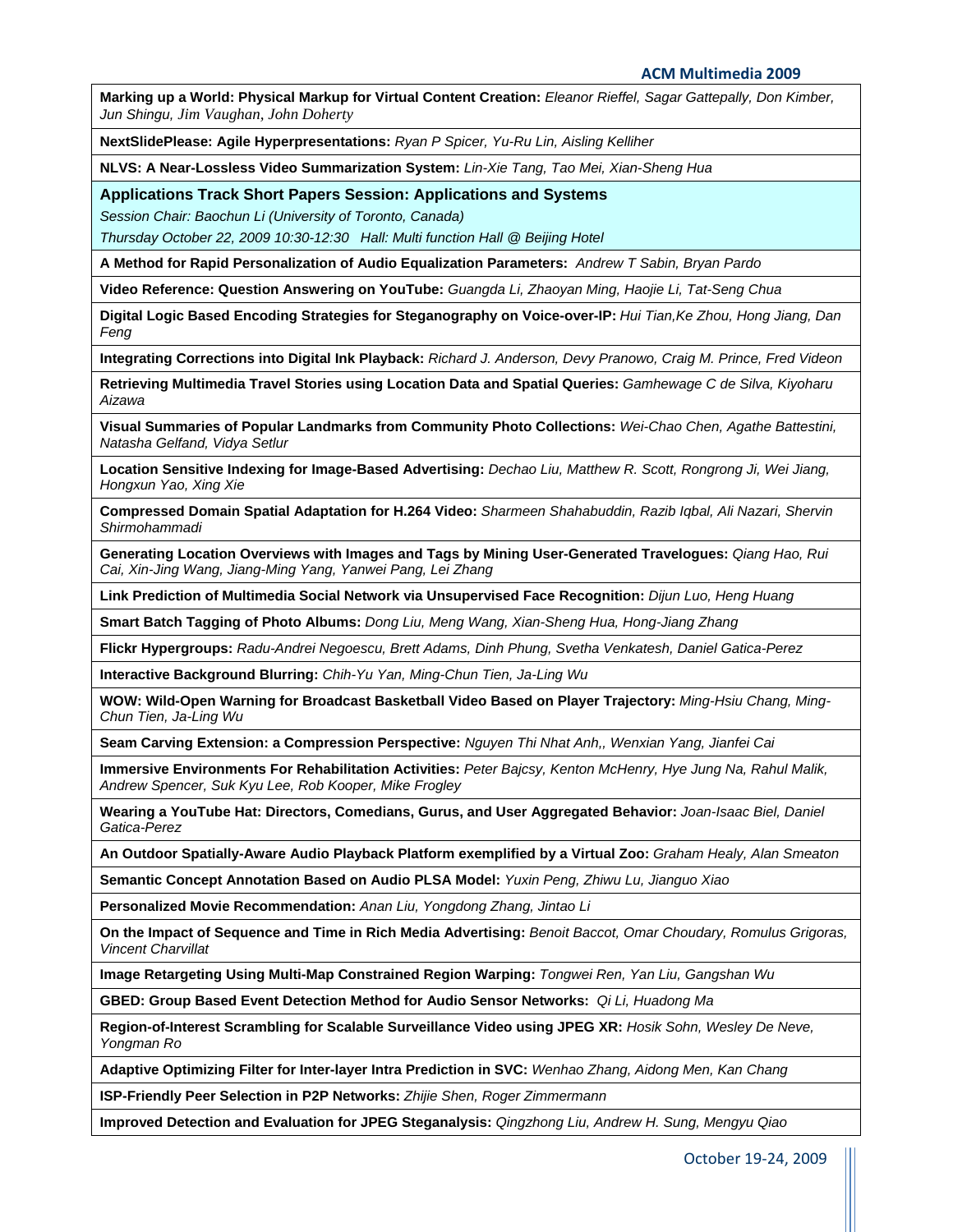**Marking up a World: Physical Markup for Virtual Content Creation:** *Eleanor Rieffel, Sagar Gattepally, Don Kimber, Jun Shingu, Jim Vaughan, John Doherty*

**NextSlidePlease: Agile Hyperpresentations:** *Ryan P Spicer, Yu-Ru Lin, Aisling Kelliher*

**NLVS: A Near-Lossless Video Summarization System:** *Lin-Xie Tang, Tao Mei, Xian-Sheng Hua*

## Applications Track Short Papers Session: Applications and Systems

*Session Chair: Baochun Li (University of Toronto, Canada)*

*Thursday October 22, 2009 10:30-12:30 Hall: Multi function Hall @ Beijing Hotel*

**A Method for Rapid Personalization of Audio Equalization Parameters:** *Andrew T Sabin, Bryan Pardo*

**Video Reference: Question Answering on YouTube:** *Guangda Li, Zhaoyan Ming, Haojie Li, Tat-Seng Chua*

**Digital Logic Based Encoding Strategies for Steganography on Voice-over-IP:** *Hui Tian,Ke Zhou, Hong Jiang, Dan Feng*

**Integrating Corrections into Digital Ink Playback:** *Richard J. Anderson, Devy Pranowo, Craig M. Prince, Fred Videon*

**Retrieving Multimedia Travel Stories using Location Data and Spatial Queries:** *Gamhewage C de Silva, Kiyoharu Aizawa*

**Visual Summaries of Popular Landmarks from Community Photo Collections:** *Wei-Chao Chen, Agathe Battestini, Natasha Gelfand, Vidya Setlur*

**Location Sensitive Indexing for Image-Based Advertising:** *Dechao Liu, Matthew R. Scott, Rongrong Ji, Wei Jiang, Hongxun Yao, Xing Xie*

**Compressed Domain Spatial Adaptation for H.264 Video:** *Sharmeen Shahabuddin, Razib Iqbal, Ali Nazari, Shervin Shirmohammadi*

**Generating Location Overviews with Images and Tags by Mining User-Generated Travelogues:** *Qiang Hao, Rui Cai, Xin-Jing Wang, Jiang-Ming Yang, Yanwei Pang, Lei Zhang*

**Link Prediction of Multimedia Social Network via Unsupervised Face Recognition:** *Dijun Luo, Heng Huang*

**Smart Batch Tagging of Photo Albums:** *Dong Liu, Meng Wang, Xian-Sheng Hua, Hong-Jiang Zhang*

**Flickr Hypergroups:** *Radu-Andrei Negoescu, Brett Adams, Dinh Phung, Svetha Venkatesh, Daniel Gatica-Perez*

**Interactive Background Blurring:** *Chih-Yu Yan, Ming-Chun Tien, Ja-Ling Wu*

**WOW: Wild-Open Warning for Broadcast Basketball Video Based on Player Trajectory:** *Ming-Hsiu Chang, Ming-Chun Tien, Ja-Ling Wu*

**Seam Carving Extension: a Compression Perspective:** *Nguyen Thi Nhat Anh,, Wenxian Yang, Jianfei Cai*

**Immersive Environments For Rehabilitation Activities:** *Peter Bajcsy, Kenton McHenry, Hye Jung Na, Rahul Malik, Andrew Spencer, Suk Kyu Lee, Rob Kooper, Mike Frogley*

**Wearing a YouTube Hat: Directors, Comedians, Gurus, and User Aggregated Behavior:** *Joan-Isaac Biel, Daniel Gatica-Perez*

**An Outdoor Spatially-Aware Audio Playback Platform exemplified by a Virtual Zoo:** *Graham Healy, Alan Smeaton*

**Semantic Concept Annotation Based on Audio PLSA Model:** *Yuxin Peng, Zhiwu Lu, Jianguo Xiao*

**Personalized Movie Recommendation:** *Anan Liu, Yongdong Zhang, Jintao Li*

**On the Impact of Sequence and Time in Rich Media Advertising:** *Benoit Baccot, Omar Choudary, Romulus Grigoras, Vincent Charvillat*

**Image Retargeting Using Multi-Map Constrained Region Warping:** *Tongwei Ren, Yan Liu, Gangshan Wu*

**GBED: Group Based Event Detection Method for Audio Sensor Networks:** *Qi Li, Huadong Ma*

**Region-of-Interest Scrambling for Scalable Surveillance Video using JPEG XR:** *Hosik Sohn, Wesley De Neve, Yongman Ro*

**Adaptive Optimizing Filter for Inter-layer Intra Prediction in SVC:** *Wenhao Zhang, Aidong Men, Kan Chang*

**ISP-Friendly Peer Selection in P2P Networks:** *Zhijie Shen, Roger Zimmermann*

**Improved Detection and Evaluation for JPEG Steganalysis:** *Qingzhong Liu, Andrew H. Sung, Mengyu Qiao*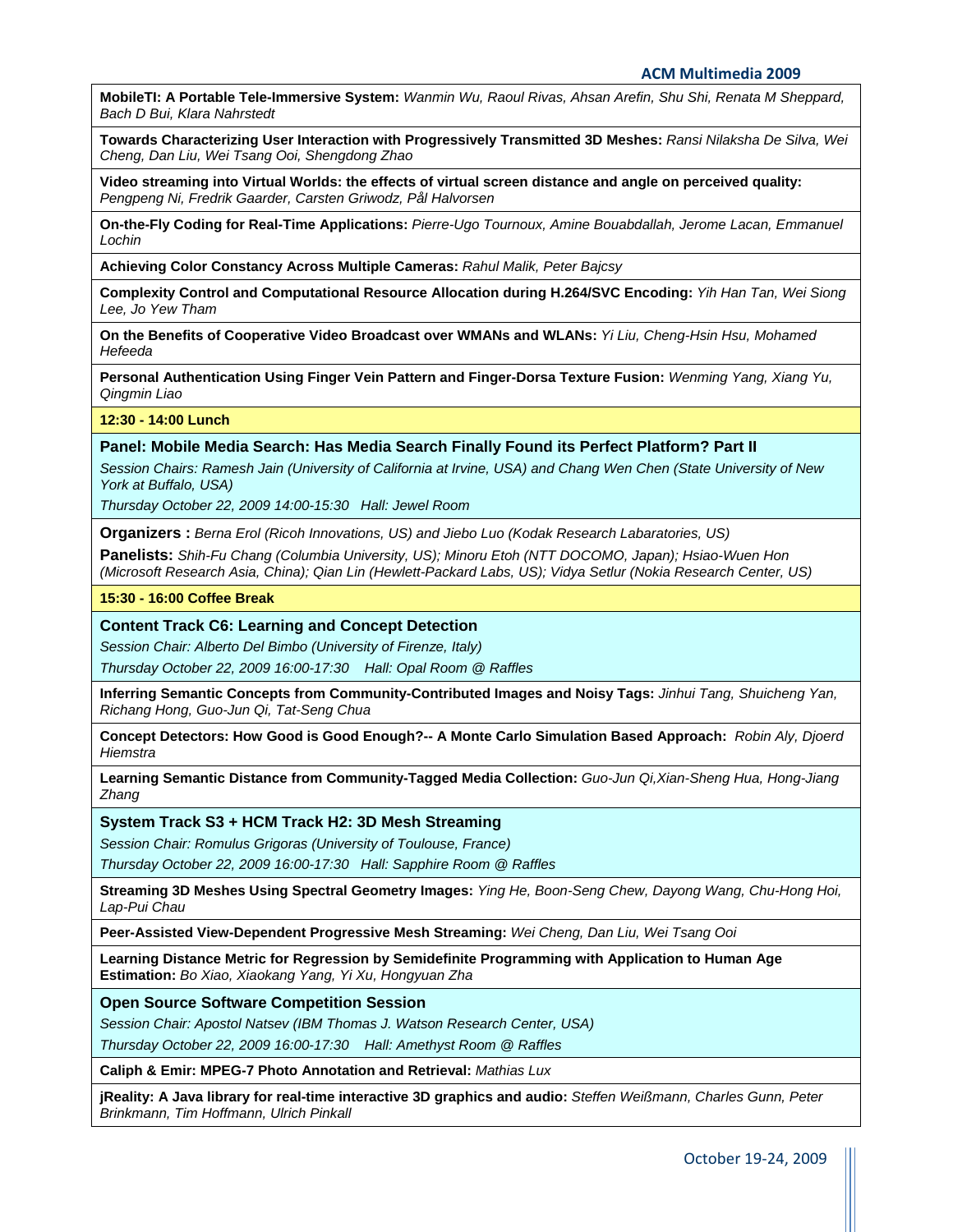**MobileTI: A Portable Tele-Immersive System:** *Wanmin Wu, Raoul Rivas, Ahsan Arefin, Shu Shi, Renata M Sheppard, Bach D Bui, Klara Nahrstedt*

**Towards Characterizing User Interaction with Progressively Transmitted 3D Meshes:** *Ransi Nilaksha De Silva, Wei Cheng, Dan Liu, Wei Tsang Ooi, Shengdong Zhao*

**Video streaming into Virtual Worlds: the effects of virtual screen distance and angle on perceived quality:** *Pengpeng Ni, Fredrik Gaarder, Carsten Griwodz, Pål Halvorsen*

**On-the-Fly Coding for Real-Time Applications:** *Pierre-Ugo Tournoux, Amine Bouabdallah, Jerome Lacan, Emmanuel Lochin*

**Achieving Color Constancy Across Multiple Cameras:** *Rahul Malik, Peter Bajcsy*

**Complexity Control and Computational Resource Allocation during H.264/SVC Encoding:** *Yih Han Tan, Wei Siong Lee, Jo Yew Tham*

**On the Benefits of Cooperative Video Broadcast over WMANs and WLANs:** *Yi Liu, Cheng-Hsin Hsu, Mohamed Hefeeda*

**Personal Authentication Using Finger Vein Pattern and Finger-Dorsa Texture Fusion:** *Wenming Yang, Xiang Yu, Qingmin Liao*

**12:30 - 14:00 Lunch**

### Panel: Mobile Media Search: Has Media Search Finally Found its Perfect Platform? Part II

*Session Chairs: Ramesh Jain (University of California at Irvine, USA) and Chang Wen Chen (State University of New York at Buffalo, USA)*

*Thursday October 22, 2009 14:00-15:30 Hall: Jewel Room*

**Organizers :** *Berna Erol (Ricoh Innovations, US) and Jiebo Luo (Kodak Research Labaratories, US)*

**Panelists:** *Shih-Fu Chang (Columbia University, US); Minoru Etoh (NTT DOCOMO, Japan); Hsiao-Wuen Hon (Microsoft Research Asia, China); Qian Lin (Hewlett-Packard Labs, US); Vidya Setlur (Nokia Research Center, US)*

**15:30 - 16:00 Coffee Break**

### Content Track C6: Learning and Concept Detection

*Session Chair: Alberto Del Bimbo (University of Firenze, Italy)*

*Thursday October 22, 2009 16:00-17:30 Hall: Opal Room @ Raffles*

**Inferring Semantic Concepts from Community-Contributed Images and Noisy Tags:** *Jinhui Tang, Shuicheng Yan, Richang Hong, Guo-Jun Qi, Tat-Seng Chua*

**Concept Detectors: How Good is Good Enough?-- A Monte Carlo Simulation Based Approach:** *Robin Aly, Djoerd Hiemstra*

**Learning Semantic Distance from Community-Tagged Media Collection:** *Guo-Jun Qi,Xian-Sheng Hua, Hong-Jiang Zhang*

### System Track S3 + HCM Track H2: 3D Mesh Streaming

*Session Chair: Romulus Grigoras (University of Toulouse, France)*

*Thursday October 22, 2009 16:00-17:30 Hall: Sapphire Room @ Raffles*

**Streaming 3D Meshes Using Spectral Geometry Images:** *Ying He, Boon-Seng Chew, Dayong Wang, Chu-Hong Hoi, Lap-Pui Chau*

**Peer-Assisted View-Dependent Progressive Mesh Streaming:** *Wei Cheng, Dan Liu, Wei Tsang Ooi*

**Learning Distance Metric for Regression by Semidefinite Programming with Application to Human Age Estimation:** *Bo Xiao, Xiaokang Yang, Yi Xu, Hongyuan Zha*

### Open Source Software Competition Session

*Session Chair: Apostol Natsev (IBM Thomas J. Watson Research Center, USA)*

*Thursday October 22, 2009 16:00-17:30 Hall: Amethyst Room @ Raffles*

**Caliph & Emir: MPEG-7 Photo Annotation and Retrieval:** *Mathias Lux*

**jReality: A Java library for real-time interactive 3D graphics and audio:** *Steffen Weißmann, Charles Gunn, Peter Brinkmann, Tim Hoffmann, Ulrich Pinkall*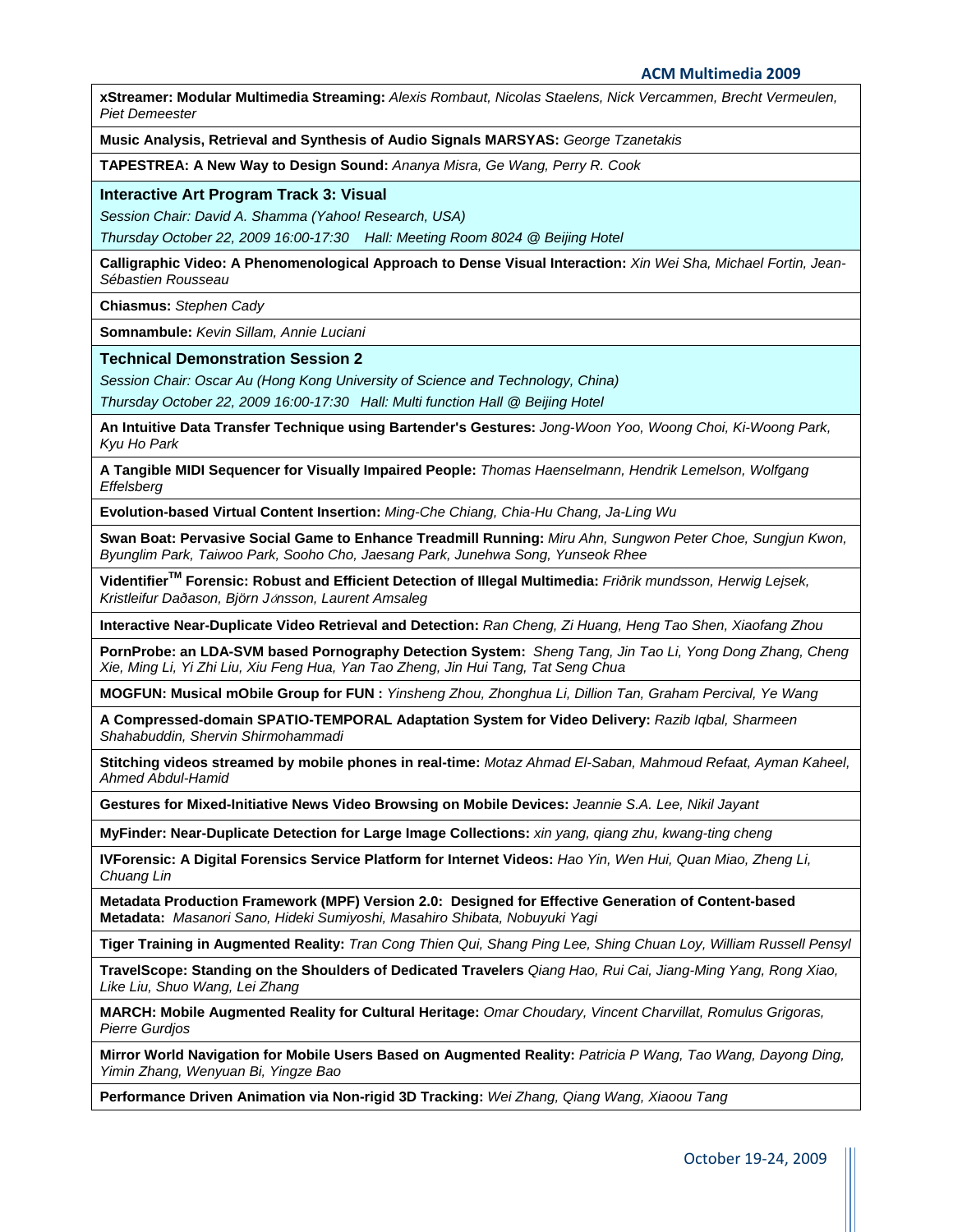**xStreamer: Modular Multimedia Streaming:** *Alexis Rombaut, Nicolas Staelens, Nick Vercammen, Brecht Vermeulen, Piet Demeester*

**Music Analysis, Retrieval and Synthesis of Audio Signals MARSYAS:** *George Tzanetakis*

**TAPESTREA: A New Way to Design Sound:** *Ananya Misra, Ge Wang, Perry R. Cook*

### Interactive Art Program Track 3: Visual

*Session Chair: David A. Shamma (Yahoo! Research, USA)*

*Thursday October 22, 2009 16:00-17:30 Hall: Meeting Room 8024 @ Beijing Hotel*

**Calligraphic Video: A Phenomenological Approach to Dense Visual Interaction:** *Xin Wei Sha, Michael Fortin, Jean-Sébastien Rousseau*

**Chiasmus:** *Stephen Cady*

**Somnambule:** *Kevin Sillam, Annie Luciani*

### Technical Demonstration Session 2

*Session Chair: Oscar Au (Hong Kong University of Science and Technology, China)*

*Thursday October 22, 2009 16:00-17:30 Hall: Multi function Hall @ Beijing Hotel*

**An Intuitive Data Transfer Technique using Bartender's Gestures:** *Jong-Woon Yoo, Woong Choi, Ki-Woong Park, Kyu Ho Park*

**A Tangible MIDI Sequencer for Visually Impaired People:** *Thomas Haenselmann, Hendrik Lemelson, Wolfgang Effelsberg*

**Evolution-based Virtual Content Insertion:** *Ming-Che Chiang, Chia-Hu Chang, Ja-Ling Wu*

**Swan Boat: Pervasive Social Game to Enhance Treadmill Running:** *Miru Ahn, Sungwon Peter Choe, Sungjun Kwon, Byunglim Park, Taiwoo Park, Sooho Cho, Jaesang Park, Junehwa Song, Yunseok Rhee*

**Videntifier™ Forensic: Robust and Efficient Detection of Illegal Multimedia:** *Friðrik mundsson, Herwig Lejsek, Kristleifur Daðason, Björn Jónsson, Laurent Amsaleg*

**Interactive Near-Duplicate Video Retrieval and Detection:** *Ran Cheng, Zi Huang, Heng Tao Shen, Xiaofang Zhou*

**PornProbe: an LDA-SVM based Pornography Detection System:** *Sheng Tang, Jin Tao Li, Yong Dong Zhang, Cheng Xie, Ming Li, Yi Zhi Liu, Xiu Feng Hua, Yan Tao Zheng, Jin Hui Tang, Tat Seng Chua*

**MOGFUN: Musical mObile Group for FUN :** *Yinsheng Zhou, Zhonghua Li, Dillion Tan, Graham Percival, Ye Wang*

**A Compressed-domain SPATIO-TEMPORAL Adaptation System for Video Delivery:** *Razib Iqbal, Sharmeen Shahabuddin, Shervin Shirmohammadi*

**Stitching videos streamed by mobile phones in real-time:** *Motaz Ahmad El-Saban, Mahmoud Refaat, Ayman Kaheel, Ahmed Abdul-Hamid*

**Gestures for Mixed-Initiative News Video Browsing on Mobile Devices:** *Jeannie S.A. Lee, Nikil Jayant*

**MyFinder: Near-Duplicate Detection for Large Image Collections:** *xin yang, qiang zhu, kwang-ting cheng*

**IVForensic: A Digital Forensics Service Platform for Internet Videos:** *Hao Yin, Wen Hui, Quan Miao, Zheng Li, Chuang Lin*

**Metadata Production Framework (MPF) Version 2.0: Designed for Effective Generation of Content-based Metadata:** *Masanori Sano, Hideki Sumiyoshi, Masahiro Shibata, Nobuyuki Yagi*

**Tiger Training in Augmented Reality:** *Tran Cong Thien Qui, Shang Ping Lee, Shing Chuan Loy, William Russell Pensyl*

**TravelScope: Standing on the Shoulders of Dedicated Travelers** *Qiang Hao, Rui Cai, Jiang-Ming Yang, Rong Xiao, Like Liu, Shuo Wang, Lei Zhang*

**MARCH: Mobile Augmented Reality for Cultural Heritage:** *Omar Choudary, Vincent Charvillat, Romulus Grigoras, Pierre Gurdjos*

**Mirror World Navigation for Mobile Users Based on Augmented Reality:** *Patricia P Wang, Tao Wang, Dayong Ding, Yimin Zhang, Wenyuan Bi, Yingze Bao*

**Performance Driven Animation via Non-rigid 3D Tracking:** *Wei Zhang, Qiang Wang, Xiaoou Tang*